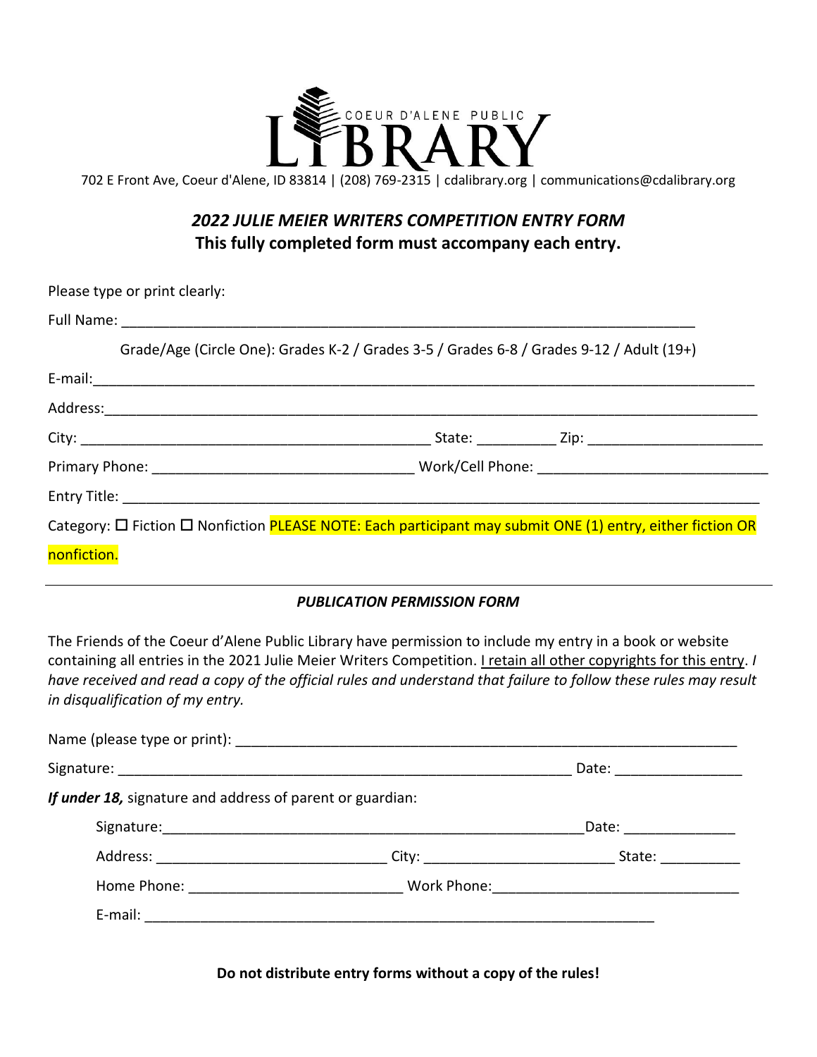COEUR D'ALENE PUBLIC LIBRARY

702 E Front Ave, Coeur d'Alene, ID 83814 | (208) 769-2315 | cdalibrary.org | communications@cdalibrary.org

## *2022 JULIE MEIER WRITERS COMPETITION ENTRY FORM*

**This fully completed form must accompany each entry.**

Please type or print clearly:

Full Name: ___________________________________________________________________________

Grade/Age (Circle One): Grades K-2 / Grades 3-5 / Grades 6-8 / Grades 9-12 / Adult (19+)

E-mail: ______________________________________________________________________________

Address: _____________________________________________________________________________

City: ____________________________________________ State: __________ Zip: ______________________

Primary Phone: _________________________________ Work/Cell Phone: _____________________________

Entry Title: ___________________________________________________________________________

Category: ☐ Fiction ☐ Nonfiction PLEASE NOTE: Each participant may submit ONE (1) entry, either fiction OR nonfiction.

---

### *PUBLICATION PERMISSION FORM*

The Friends of the Coeur d'Alene Public Library have permission to include my entry in a book or website containing all entries in the 2021 Julie Meier Writers Competition. I retain all other copyrights for this entry. *I have received and read a copy of the official rules and understand that failure to follow these rules may result in disqualification of my entry.*

Name (please type or print): ___________________________________________________________

Signature: ___________________________________________________________ Date: ________________

***If under 18,*** signature and address of parent or guardian:

Signature: ______________________________________________________ Date: ______________

Address: ____________________________ City: ________________________ State: __________

Home Phone: __________________________ Work Phone: ______________________________

E-mail: __________________________________________________________________

**Do not distribute entry forms without a copy of the rules!**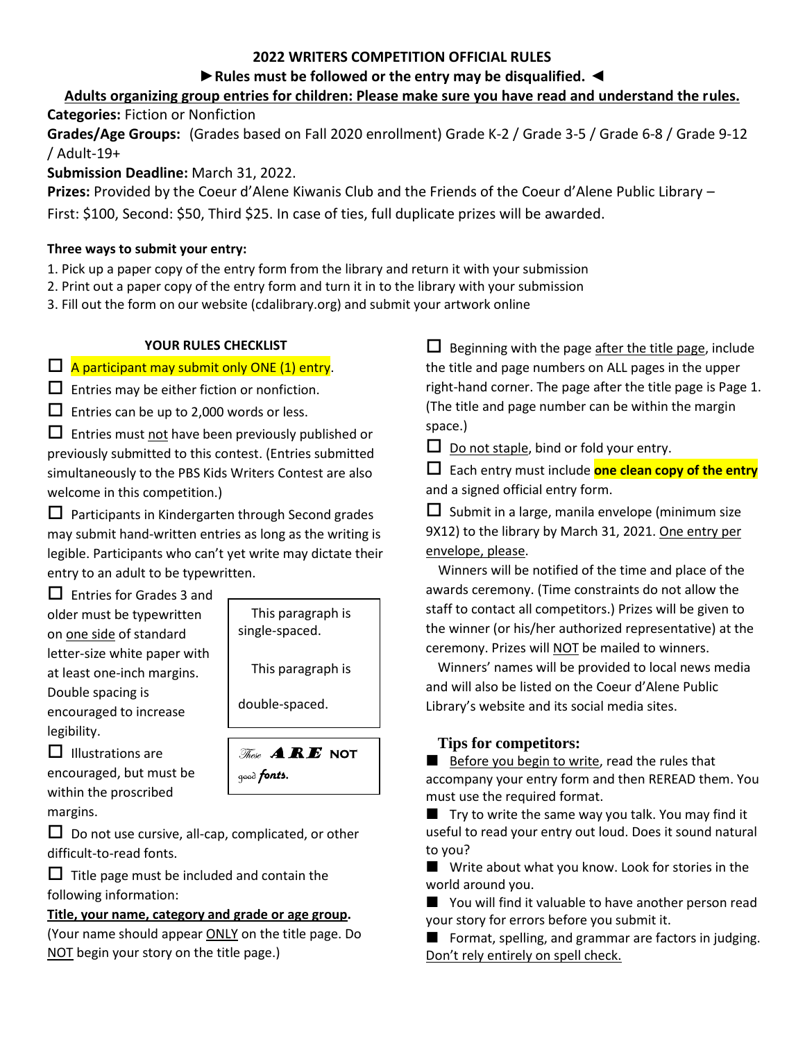## 2022 WRITERS COMPETITION OFFICIAL RULES

**►Rules must be followed or the entry may be disqualified. ◄**

**Adults organizing group entries for children: Please make sure you have read and understand the rules.**

**Categories:** Fiction or Nonfiction

**Grades/Age Groups:** (Grades based on Fall 2020 enrollment) Grade K-2 / Grade 3-5 / Grade 6-8 / Grade 9-12 / Adult-19+

**Submission Deadline:** March 31, 2022.

**Prizes:** Provided by the Coeur d'Alene Kiwanis Club and the Friends of the Coeur d'Alene Public Library – First: $100, Second: $50, Third $25. In case of ties, full duplicate prizes will be awarded.

**Three ways to submit your entry:**

1. Pick up a paper copy of the entry form from the library and return it with your submission
2. Print out a paper copy of the entry form and turn it in to the library with your submission
3. Fill out the form on our website (cdalibrary.org) and submit your artwork online

### YOUR RULES CHECKLIST

- ☐ A participant may submit only ONE (1) entry.
- ☐ Entries may be either fiction or nonfiction.
- ☐ Entries can be up to 2,000 words or less.
- ☐ Entries must not have been previously published or previously submitted to this contest. (Entries submitted simultaneously to the PBS Kids Writers Contest are also welcome in this competition.)
- ☐ Participants in Kindergarten through Second grades may submit hand-written entries as long as the writing is legible. Participants who can't yet write may dictate their entry to an adult to be typewritten.
- ☐ Entries for Grades 3 and older must be typewritten on one side of standard letter-size white paper with at least one-inch margins. Double spacing is encouraged to increase legibility.

> This paragraph is single-spaced.
>
> This paragraph is
>
> double-spaced.

- ☐ Illustrations are encouraged, but must be within the proscribed margins.

> These ARE NOT good fonts.

- ☐ Do not use cursive, all-cap, complicated, or other difficult-to-read fonts.
- ☐ Title page must be included and contain the following information:

**Title, your name, category and grade or age group.**

(Your name should appear ONLY on the title page. Do NOT begin your story on the title page.)

- ☐ Beginning with the page after the title page, include the title and page numbers on ALL pages in the upper right-hand corner. The page after the title page is Page 1. (The title and page number can be within the margin space.)
- ☐ Do not staple, bind or fold your entry.
- ☐ Each entry must include **one clean copy of the entry** and a signed official entry form.
- ☐ Submit in a large, manila envelope (minimum size 9X12) to the library by March 31, 2021. One entry per envelope, please.

Winners will be notified of the time and place of the awards ceremony. (Time constraints do not allow the staff to contact all competitors.) Prizes will be given to the winner (or his/her authorized representative) at the ceremony. Prizes will NOT be mailed to winners.

Winners' names will be provided to local news media and will also be listed on the Coeur d'Alene Public Library's website and its social media sites.

### Tips for competitors:

- Before you begin to write, read the rules that accompany your entry form and then REREAD them. You must use the required format.
- Try to write the same way you talk. You may find it useful to read your entry out loud. Does it sound natural to you?
- Write about what you know. Look for stories in the world around you.
- You will find it valuable to have another person read your story for errors before you submit it.
- Format, spelling, and grammar are factors in judging. Don't rely entirely on spell check.